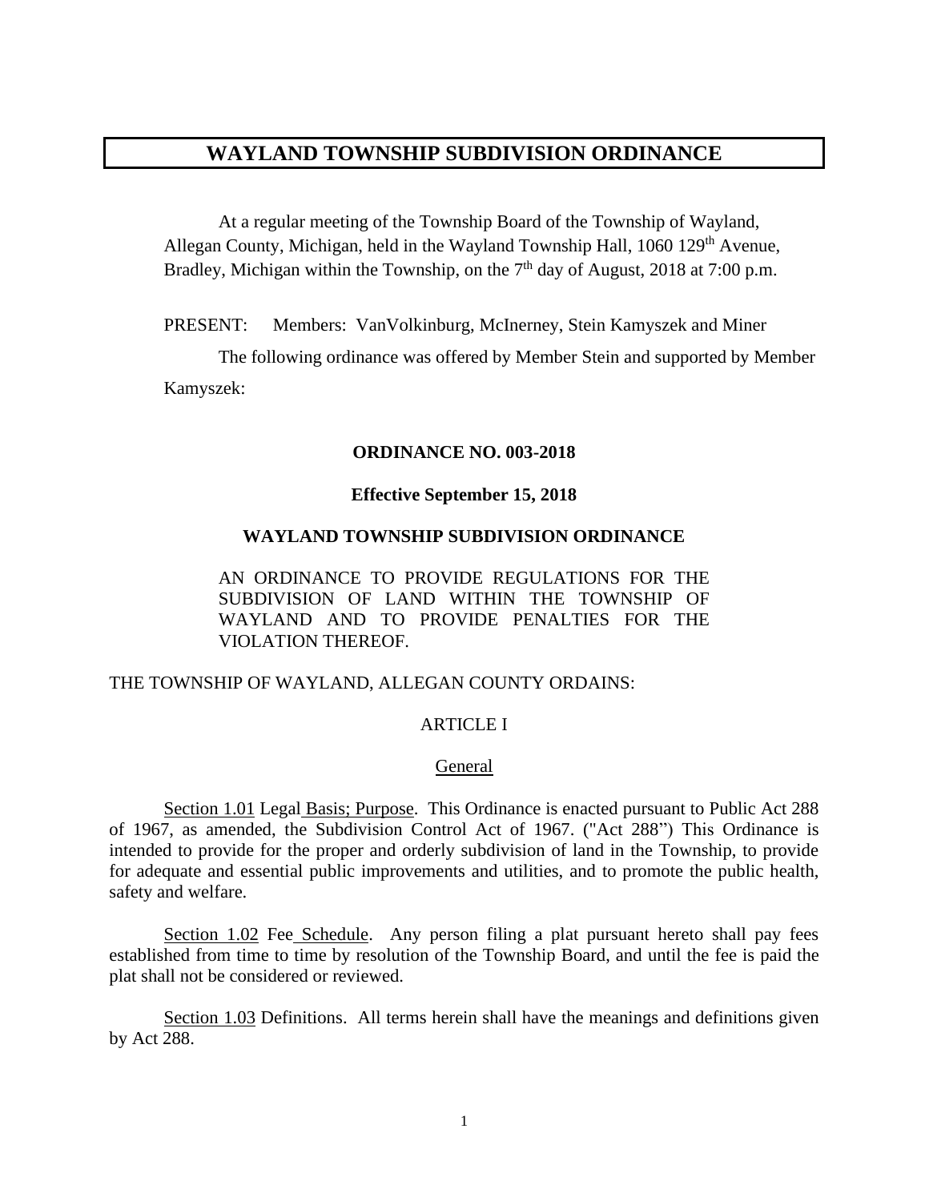# WAYLAND TOWNSHIP SUBDIVISION ORDINANCE

At a regular meeting of the Township Board of the Township of Wayland, Allegan County, Michigan, held in the Wayland Township Hall, 1060 129th Avenue, Bradley, Michigan within the Township, on the 7th day of August, 2018 at 7:00 p.m.

PRESENT: Members: VanVolkinburg, McInerney, Stein Kamyszek and Miner

The following ordinance was offered by Member Stein and supported by Member Kamyszek:

**ORDINANCE NO. 003-2018**

**Effective September 15, 2018**

**WAYLAND TOWNSHIP SUBDIVISION ORDINANCE**

AN ORDINANCE TO PROVIDE REGULATIONS FOR THE SUBDIVISION OF LAND WITHIN THE TOWNSHIP OF WAYLAND AND TO PROVIDE PENALTIES FOR THE VIOLATION THEREOF.

THE TOWNSHIP OF WAYLAND, ALLEGAN COUNTY ORDAINS:

## ARTICLE I

### General

Section 1.01 Legal Basis; Purpose. This Ordinance is enacted pursuant to Public Act 288 of 1967, as amended, the Subdivision Control Act of 1967. ("Act 288") This Ordinance is intended to provide for the proper and orderly subdivision of land in the Township, to provide for adequate and essential public improvements and utilities, and to promote the public health, safety and welfare.

Section 1.02 Fee Schedule. Any person filing a plat pursuant hereto shall pay fees established from time to time by resolution of the Township Board, and until the fee is paid the plat shall not be considered or reviewed.

Section 1.03 Definitions. All terms herein shall have the meanings and definitions given by Act 288.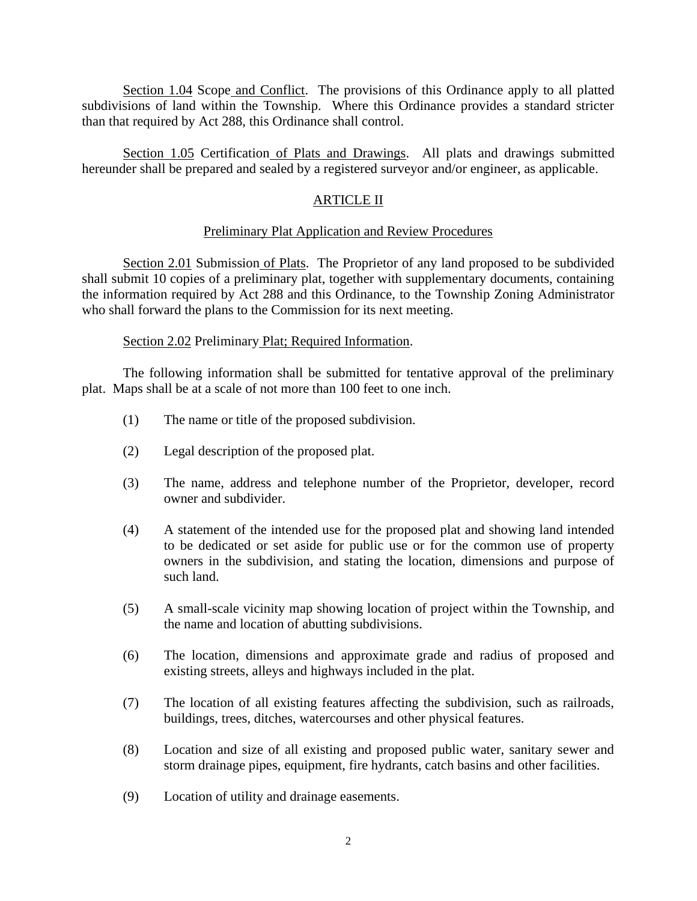Section 1.04 Scope and Conflict. The provisions of this Ordinance apply to all platted subdivisions of land within the Township. Where this Ordinance provides a standard stricter than that required by Act 288, this Ordinance shall control.

Section 1.05 Certification of Plats and Drawings. All plats and drawings submitted hereunder shall be prepared and sealed by a registered surveyor and/or engineer, as applicable.

## ARTICLE II

### Preliminary Plat Application and Review Procedures

Section 2.01 Submission of Plats. The Proprietor of any land proposed to be subdivided shall submit 10 copies of a preliminary plat, together with supplementary documents, containing the information required by Act 288 and this Ordinance, to the Township Zoning Administrator who shall forward the plans to the Commission for its next meeting.

Section 2.02 Preliminary Plat; Required Information.

The following information shall be submitted for tentative approval of the preliminary plat. Maps shall be at a scale of not more than 100 feet to one inch.

(1) The name or title of the proposed subdivision.

(2) Legal description of the proposed plat.

(3) The name, address and telephone number of the Proprietor, developer, record owner and subdivider.

(4) A statement of the intended use for the proposed plat and showing land intended to be dedicated or set aside for public use or for the common use of property owners in the subdivision, and stating the location, dimensions and purpose of such land.

(5) A small-scale vicinity map showing location of project within the Township, and the name and location of abutting subdivisions.

(6) The location, dimensions and approximate grade and radius of proposed and existing streets, alleys and highways included in the plat.

(7) The location of all existing features affecting the subdivision, such as railroads, buildings, trees, ditches, watercourses and other physical features.

(8) Location and size of all existing and proposed public water, sanitary sewer and storm drainage pipes, equipment, fire hydrants, catch basins and other facilities.

(9) Location of utility and drainage easements.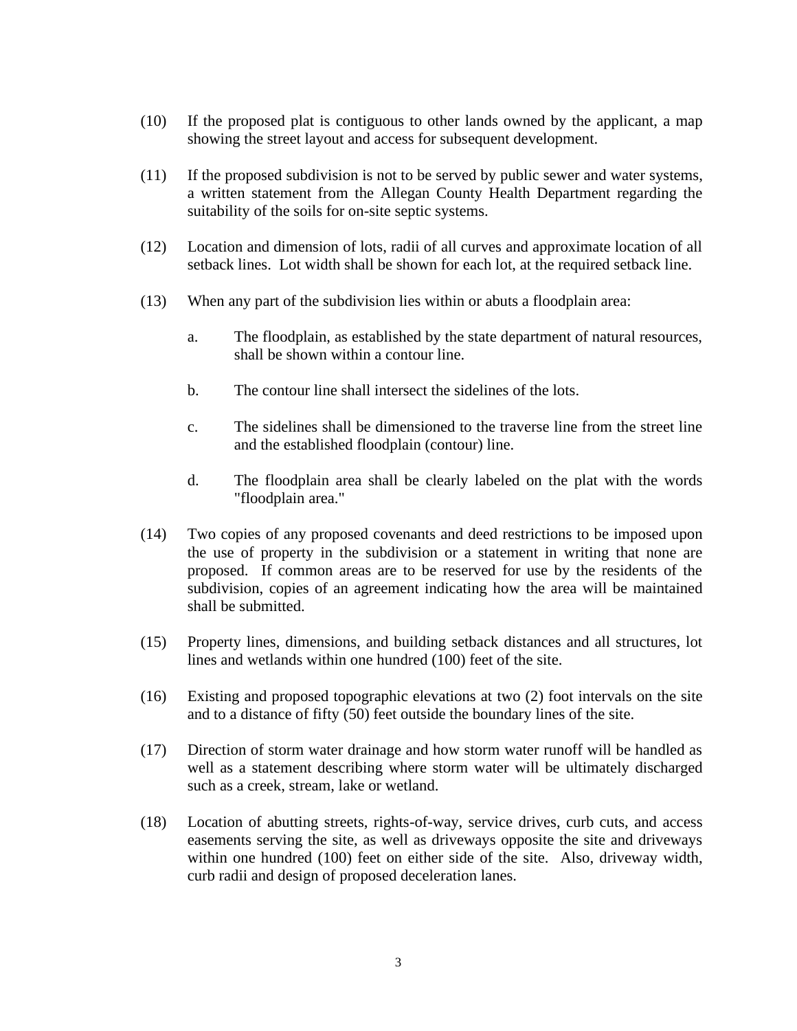(10) If the proposed plat is contiguous to other lands owned by the applicant, a map showing the street layout and access for subsequent development.

(11) If the proposed subdivision is not to be served by public sewer and water systems, a written statement from the Allegan County Health Department regarding the suitability of the soils for on-site septic systems.

(12) Location and dimension of lots, radii of all curves and approximate location of all setback lines. Lot width shall be shown for each lot, at the required setback line.

(13) When any part of the subdivision lies within or abuts a floodplain area:

   a. The floodplain, as established by the state department of natural resources, shall be shown within a contour line.

   b. The contour line shall intersect the sidelines of the lots.

   c. The sidelines shall be dimensioned to the traverse line from the street line and the established floodplain (contour) line.

   d. The floodplain area shall be clearly labeled on the plat with the words "floodplain area."

(14) Two copies of any proposed covenants and deed restrictions to be imposed upon the use of property in the subdivision or a statement in writing that none are proposed. If common areas are to be reserved for use by the residents of the subdivision, copies of an agreement indicating how the area will be maintained shall be submitted.

(15) Property lines, dimensions, and building setback distances and all structures, lot lines and wetlands within one hundred (100) feet of the site.

(16) Existing and proposed topographic elevations at two (2) foot intervals on the site and to a distance of fifty (50) feet outside the boundary lines of the site.

(17) Direction of storm water drainage and how storm water runoff will be handled as well as a statement describing where storm water will be ultimately discharged such as a creek, stream, lake or wetland.

(18) Location of abutting streets, rights-of-way, service drives, curb cuts, and access easements serving the site, as well as driveways opposite the site and driveways within one hundred (100) feet on either side of the site. Also, driveway width, curb radii and design of proposed deceleration lanes.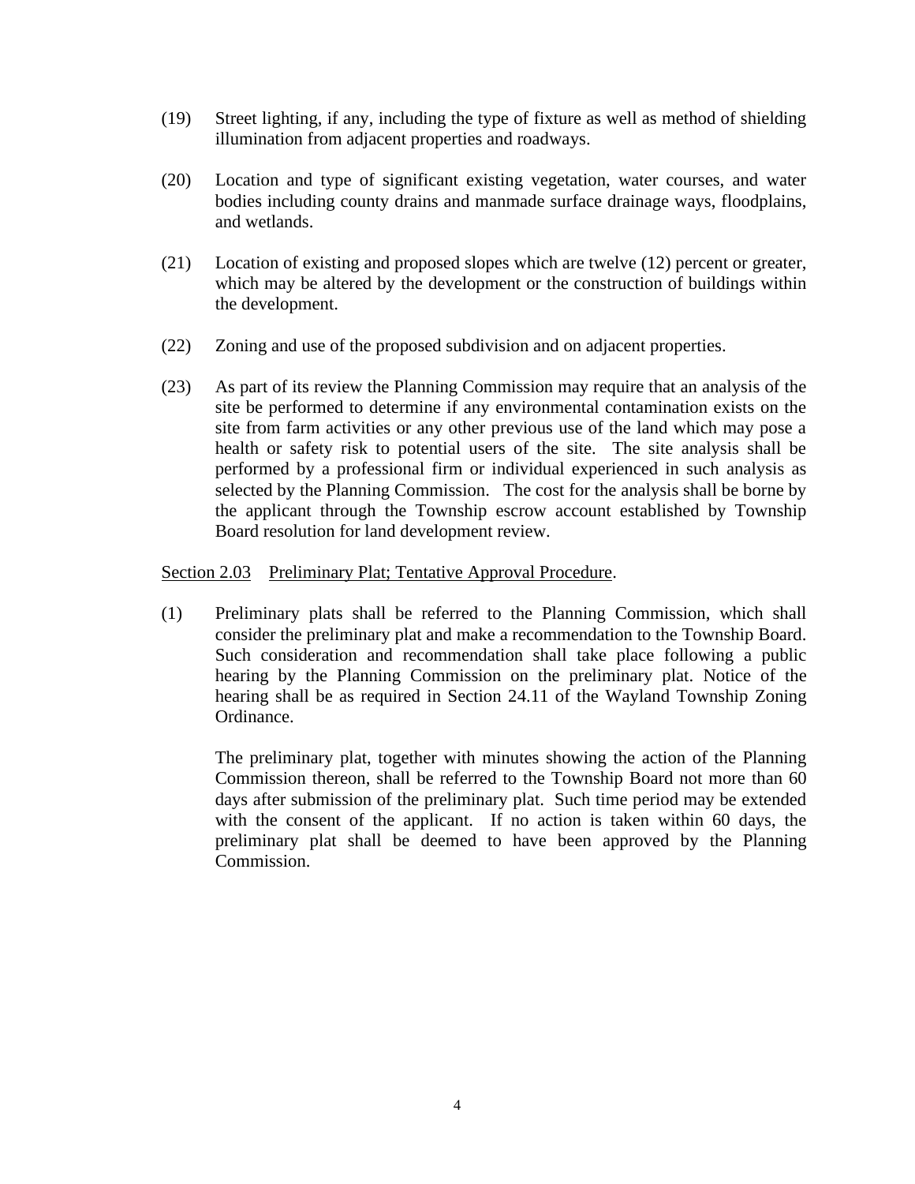(19) Street lighting, if any, including the type of fixture as well as method of shielding illumination from adjacent properties and roadways.

(20) Location and type of significant existing vegetation, water courses, and water bodies including county drains and manmade surface drainage ways, floodplains, and wetlands.

(21) Location of existing and proposed slopes which are twelve (12) percent or greater, which may be altered by the development or the construction of buildings within the development.

(22) Zoning and use of the proposed subdivision and on adjacent properties.

(23) As part of its review the Planning Commission may require that an analysis of the site be performed to determine if any environmental contamination exists on the site from farm activities or any other previous use of the land which may pose a health or safety risk to potential users of the site. The site analysis shall be performed by a professional firm or individual experienced in such analysis as selected by the Planning Commission. The cost for the analysis shall be borne by the applicant through the Township escrow account established by Township Board resolution for land development review.

<u>Section 2.03</u> <u>Preliminary Plat; Tentative Approval Procedure</u>.

(1) Preliminary plats shall be referred to the Planning Commission, which shall consider the preliminary plat and make a recommendation to the Township Board. Such consideration and recommendation shall take place following a public hearing by the Planning Commission on the preliminary plat. Notice of the hearing shall be as required in Section 24.11 of the Wayland Township Zoning Ordinance.

The preliminary plat, together with minutes showing the action of the Planning Commission thereon, shall be referred to the Township Board not more than 60 days after submission of the preliminary plat. Such time period may be extended with the consent of the applicant. If no action is taken within 60 days, the preliminary plat shall be deemed to have been approved by the Planning Commission.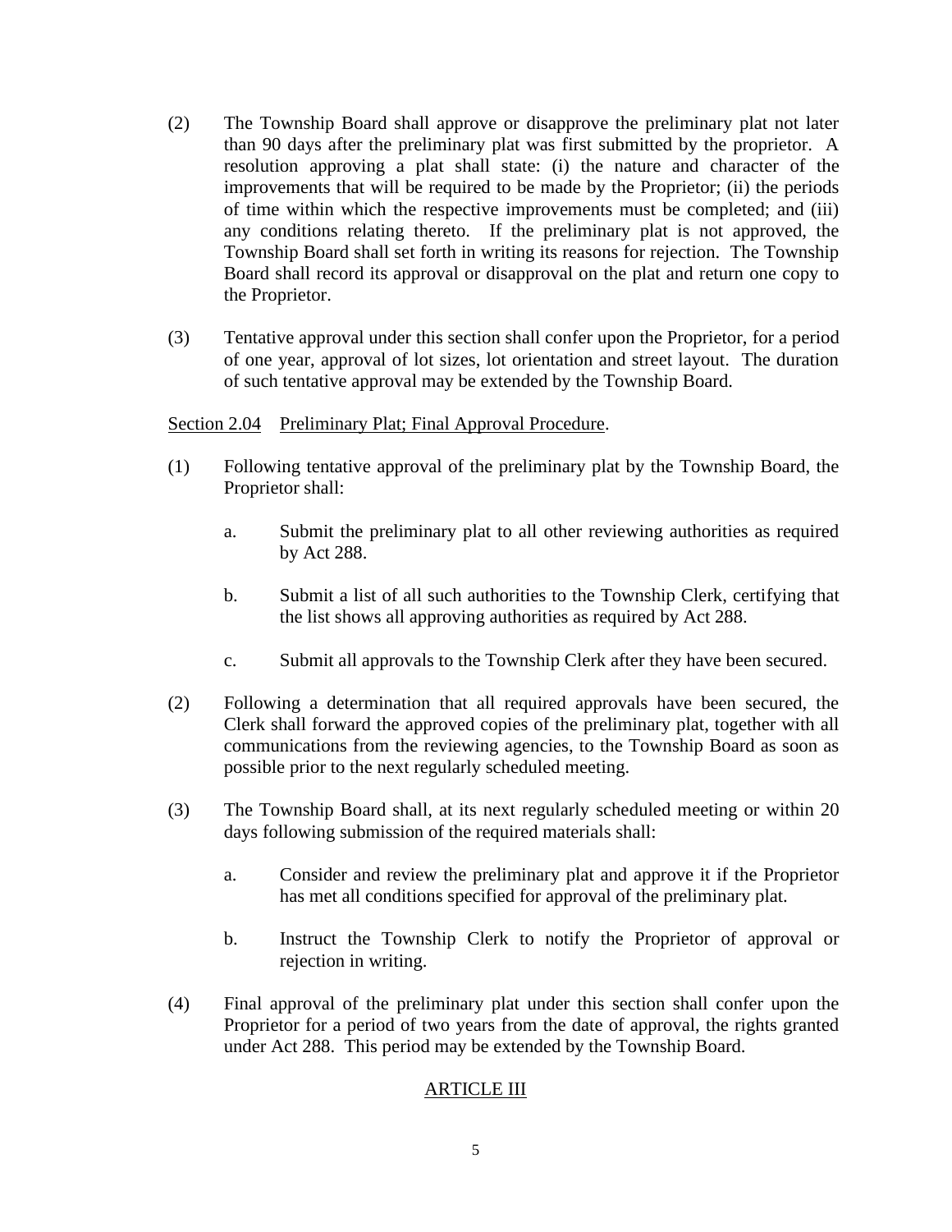(2) The Township Board shall approve or disapprove the preliminary plat not later than 90 days after the preliminary plat was first submitted by the proprietor. A resolution approving a plat shall state: (i) the nature and character of the improvements that will be required to be made by the Proprietor; (ii) the periods of time within which the respective improvements must be completed; and (iii) any conditions relating thereto. If the preliminary plat is not approved, the Township Board shall set forth in writing its reasons for rejection. The Township Board shall record its approval or disapproval on the plat and return one copy to the Proprietor.

(3) Tentative approval under this section shall confer upon the Proprietor, for a period of one year, approval of lot sizes, lot orientation and street layout. The duration of such tentative approval may be extended by the Township Board.

<u>Section 2.04</u> <u>Preliminary Plat; Final Approval Procedure</u>.

(1) Following tentative approval of the preliminary plat by the Township Board, the Proprietor shall:

   a. Submit the preliminary plat to all other reviewing authorities as required by Act 288.

   b. Submit a list of all such authorities to the Township Clerk, certifying that the list shows all approving authorities as required by Act 288.

   c. Submit all approvals to the Township Clerk after they have been secured.

(2) Following a determination that all required approvals have been secured, the Clerk shall forward the approved copies of the preliminary plat, together with all communications from the reviewing agencies, to the Township Board as soon as possible prior to the next regularly scheduled meeting.

(3) The Township Board shall, at its next regularly scheduled meeting or within 20 days following submission of the required materials shall:

   a. Consider and review the preliminary plat and approve it if the Proprietor has met all conditions specified for approval of the preliminary plat.

   b. Instruct the Township Clerk to notify the Proprietor of approval or rejection in writing.

(4) Final approval of the preliminary plat under this section shall confer upon the Proprietor for a period of two years from the date of approval, the rights granted under Act 288. This period may be extended by the Township Board.

## <u>ARTICLE III</u>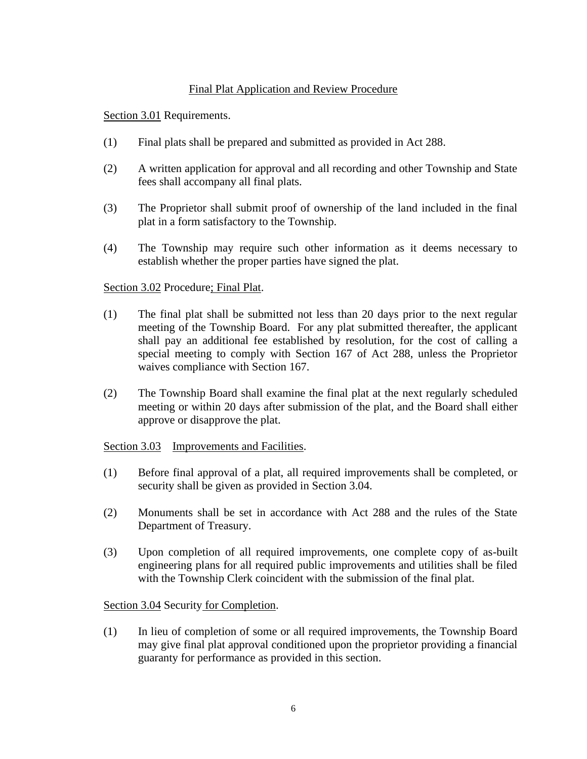## Final Plat Application and Review Procedure

Section 3.01 Requirements.

(1) Final plats shall be prepared and submitted as provided in Act 288.

(2) A written application for approval and all recording and other Township and State fees shall accompany all final plats.

(3) The Proprietor shall submit proof of ownership of the land included in the final plat in a form satisfactory to the Township.

(4) The Township may require such other information as it deems necessary to establish whether the proper parties have signed the plat.

Section 3.02 Procedure; Final Plat.

(1) The final plat shall be submitted not less than 20 days prior to the next regular meeting of the Township Board. For any plat submitted thereafter, the applicant shall pay an additional fee established by resolution, for the cost of calling a special meeting to comply with Section 167 of Act 288, unless the Proprietor waives compliance with Section 167.

(2) The Township Board shall examine the final plat at the next regularly scheduled meeting or within 20 days after submission of the plat, and the Board shall either approve or disapprove the plat.

Section 3.03 Improvements and Facilities.

(1) Before final approval of a plat, all required improvements shall be completed, or security shall be given as provided in Section 3.04.

(2) Monuments shall be set in accordance with Act 288 and the rules of the State Department of Treasury.

(3) Upon completion of all required improvements, one complete copy of as-built engineering plans for all required public improvements and utilities shall be filed with the Township Clerk coincident with the submission of the final plat.

Section 3.04 Security for Completion.

(1) In lieu of completion of some or all required improvements, the Township Board may give final plat approval conditioned upon the proprietor providing a financial guaranty for performance as provided in this section.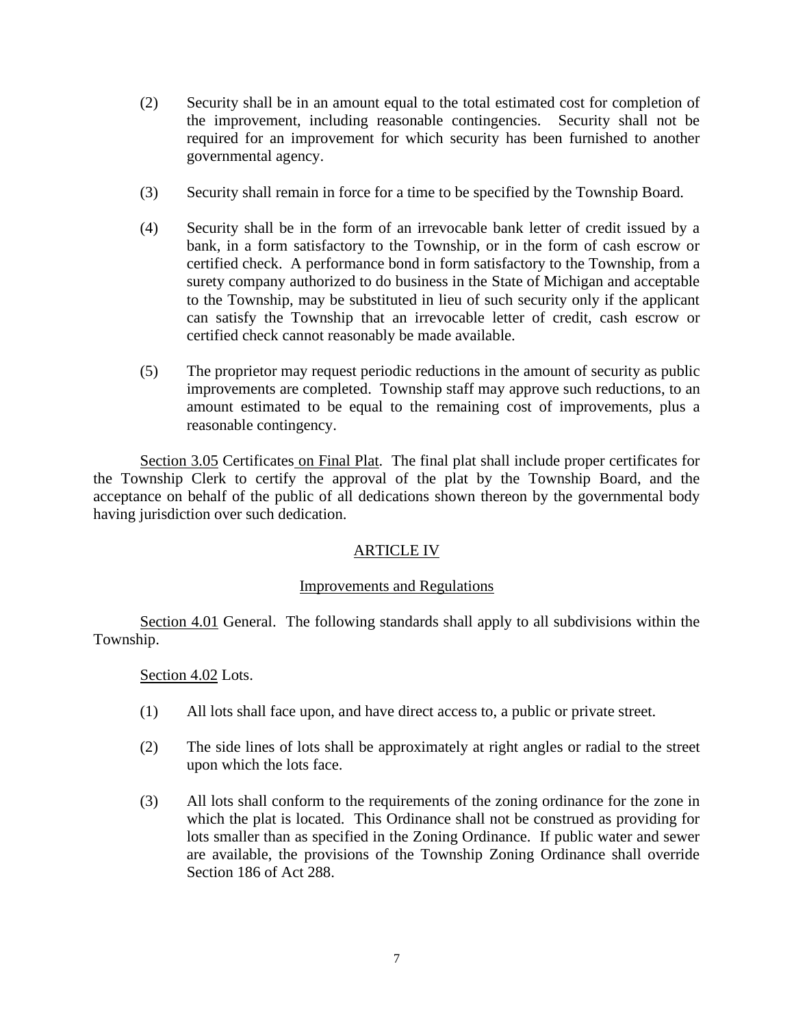(2) Security shall be in an amount equal to the total estimated cost for completion of the improvement, including reasonable contingencies. Security shall not be required for an improvement for which security has been furnished to another governmental agency.

(3) Security shall remain in force for a time to be specified by the Township Board.

(4) Security shall be in the form of an irrevocable bank letter of credit issued by a bank, in a form satisfactory to the Township, or in the form of cash escrow or certified check. A performance bond in form satisfactory to the Township, from a surety company authorized to do business in the State of Michigan and acceptable to the Township, may be substituted in lieu of such security only if the applicant can satisfy the Township that an irrevocable letter of credit, cash escrow or certified check cannot reasonably be made available.

(5) The proprietor may request periodic reductions in the amount of security as public improvements are completed. Township staff may approve such reductions, to an amount estimated to be equal to the remaining cost of improvements, plus a reasonable contingency.

Section 3.05 Certificates on Final Plat. The final plat shall include proper certificates for the Township Clerk to certify the approval of the plat by the Township Board, and the acceptance on behalf of the public of all dedications shown thereon by the governmental body having jurisdiction over such dedication.

## ARTICLE IV

### Improvements and Regulations

Section 4.01 General. The following standards shall apply to all subdivisions within the Township.

Section 4.02 Lots.

(1) All lots shall face upon, and have direct access to, a public or private street.

(2) The side lines of lots shall be approximately at right angles or radial to the street upon which the lots face.

(3) All lots shall conform to the requirements of the zoning ordinance for the zone in which the plat is located. This Ordinance shall not be construed as providing for lots smaller than as specified in the Zoning Ordinance. If public water and sewer are available, the provisions of the Township Zoning Ordinance shall override Section 186 of Act 288.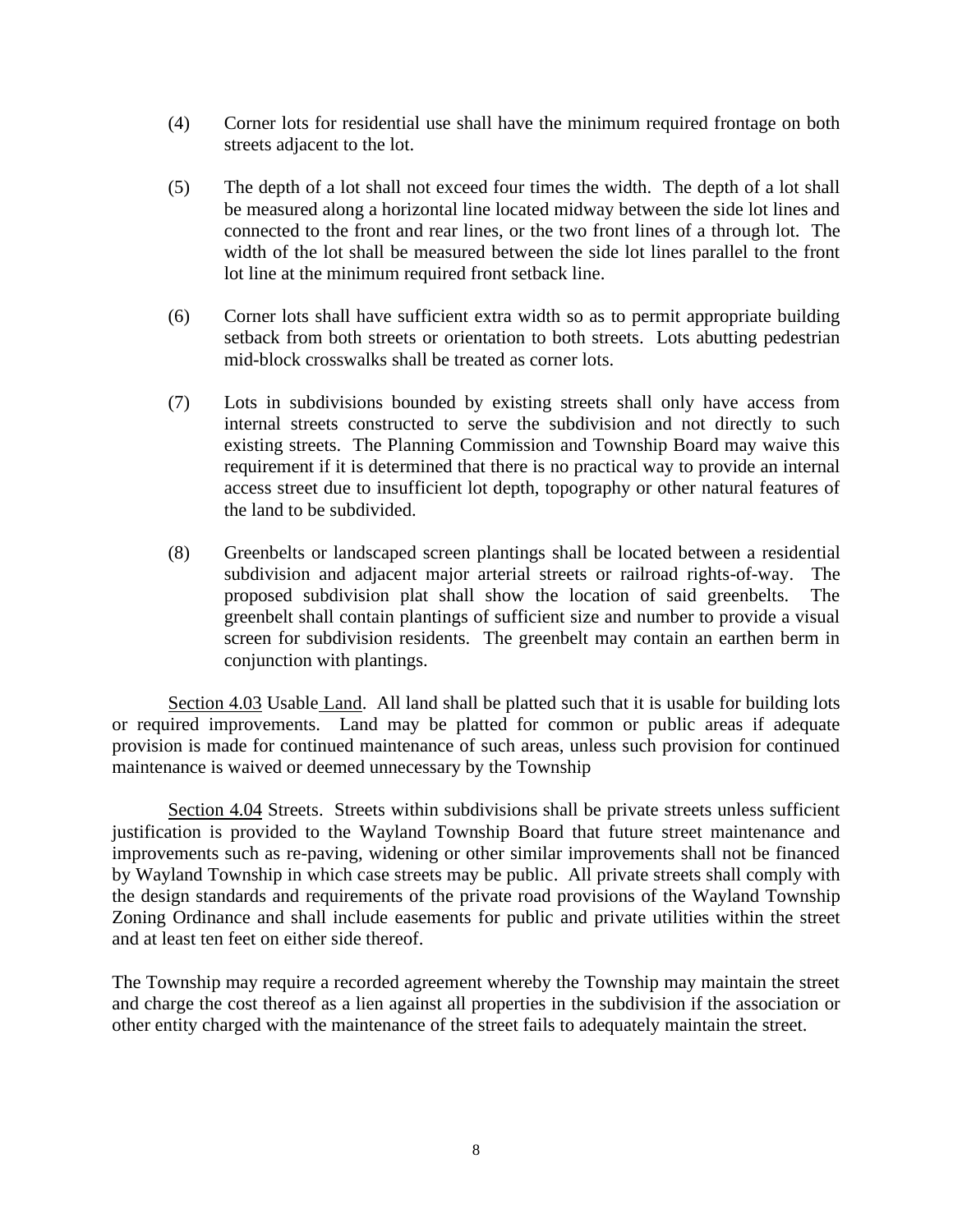(4) Corner lots for residential use shall have the minimum required frontage on both streets adjacent to the lot.

(5) The depth of a lot shall not exceed four times the width. The depth of a lot shall be measured along a horizontal line located midway between the side lot lines and connected to the front and rear lines, or the two front lines of a through lot. The width of the lot shall be measured between the side lot lines parallel to the front lot line at the minimum required front setback line.

(6) Corner lots shall have sufficient extra width so as to permit appropriate building setback from both streets or orientation to both streets. Lots abutting pedestrian mid-block crosswalks shall be treated as corner lots.

(7) Lots in subdivisions bounded by existing streets shall only have access from internal streets constructed to serve the subdivision and not directly to such existing streets. The Planning Commission and Township Board may waive this requirement if it is determined that there is no practical way to provide an internal access street due to insufficient lot depth, topography or other natural features of the land to be subdivided.

(8) Greenbelts or landscaped screen plantings shall be located between a residential subdivision and adjacent major arterial streets or railroad rights-of-way. The proposed subdivision plat shall show the location of said greenbelts. The greenbelt shall contain plantings of sufficient size and number to provide a visual screen for subdivision residents. The greenbelt may contain an earthen berm in conjunction with plantings.

Section 4.03 Usable Land. All land shall be platted such that it is usable for building lots or required improvements. Land may be platted for common or public areas if adequate provision is made for continued maintenance of such areas, unless such provision for continued maintenance is waived or deemed unnecessary by the Township

Section 4.04 Streets. Streets within subdivisions shall be private streets unless sufficient justification is provided to the Wayland Township Board that future street maintenance and improvements such as re-paving, widening or other similar improvements shall not be financed by Wayland Township in which case streets may be public. All private streets shall comply with the design standards and requirements of the private road provisions of the Wayland Township Zoning Ordinance and shall include easements for public and private utilities within the street and at least ten feet on either side thereof.

The Township may require a recorded agreement whereby the Township may maintain the street and charge the cost thereof as a lien against all properties in the subdivision if the association or other entity charged with the maintenance of the street fails to adequately maintain the street.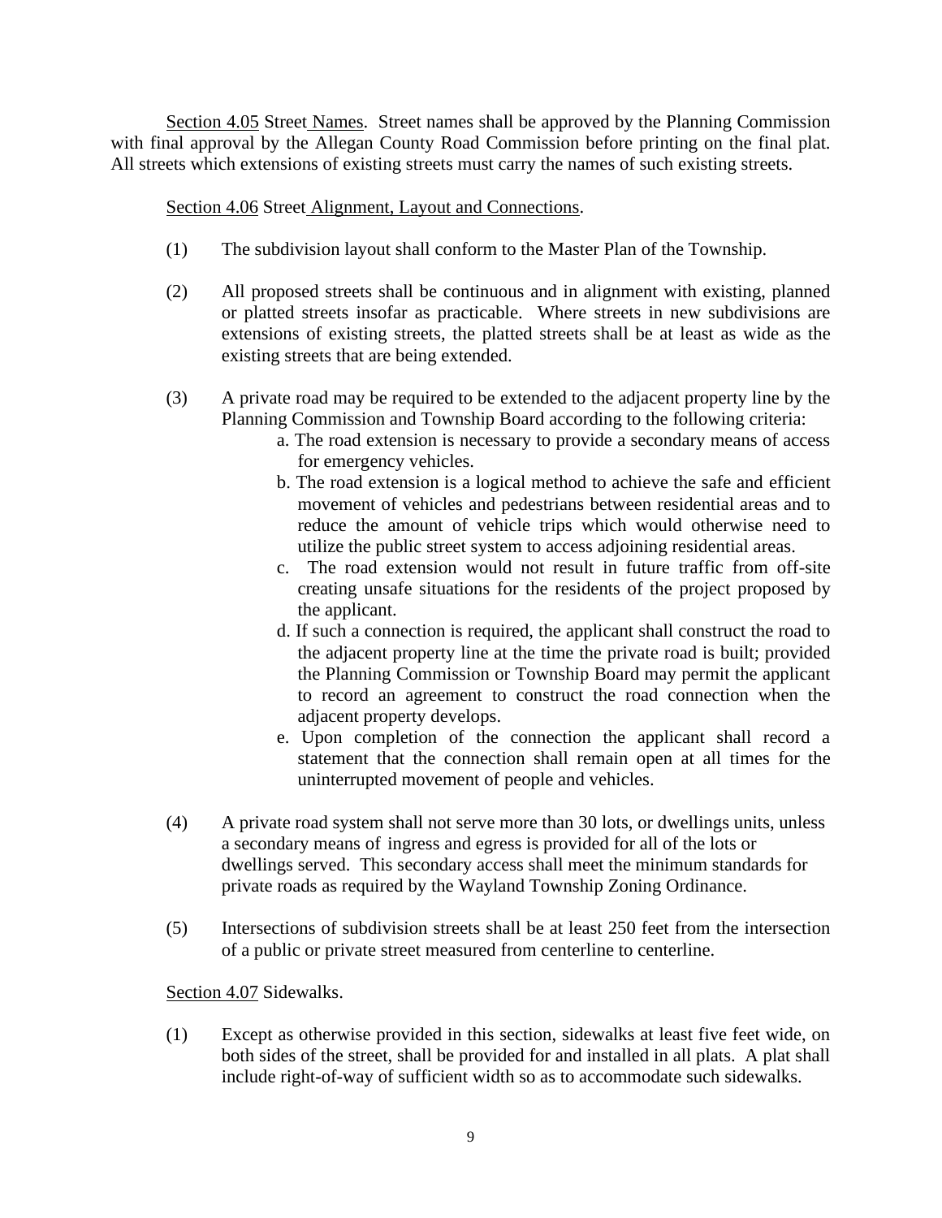Section 4.05 Street Names. Street names shall be approved by the Planning Commission with final approval by the Allegan County Road Commission before printing on the final plat. All streets which extensions of existing streets must carry the names of such existing streets.

Section 4.06 Street Alignment, Layout and Connections.

(1) The subdivision layout shall conform to the Master Plan of the Township.

(2) All proposed streets shall be continuous and in alignment with existing, planned or platted streets insofar as practicable. Where streets in new subdivisions are extensions of existing streets, the platted streets shall be at least as wide as the existing streets that are being extended.

(3) A private road may be required to be extended to the adjacent property line by the Planning Commission and Township Board according to the following criteria:

a. The road extension is necessary to provide a secondary means of access for emergency vehicles.

b. The road extension is a logical method to achieve the safe and efficient movement of vehicles and pedestrians between residential areas and to reduce the amount of vehicle trips which would otherwise need to utilize the public street system to access adjoining residential areas.

c. The road extension would not result in future traffic from off-site creating unsafe situations for the residents of the project proposed by the applicant.

d. If such a connection is required, the applicant shall construct the road to the adjacent property line at the time the private road is built; provided the Planning Commission or Township Board may permit the applicant to record an agreement to construct the road connection when the adjacent property develops.

e. Upon completion of the connection the applicant shall record a statement that the connection shall remain open at all times for the uninterrupted movement of people and vehicles.

(4) A private road system shall not serve more than 30 lots, or dwellings units, unless a secondary means of ingress and egress is provided for all of the lots or dwellings served. This secondary access shall meet the minimum standards for private roads as required by the Wayland Township Zoning Ordinance.

(5) Intersections of subdivision streets shall be at least 250 feet from the intersection of a public or private street measured from centerline to centerline.

Section 4.07 Sidewalks.

(1) Except as otherwise provided in this section, sidewalks at least five feet wide, on both sides of the street, shall be provided for and installed in all plats. A plat shall include right-of-way of sufficient width so as to accommodate such sidewalks.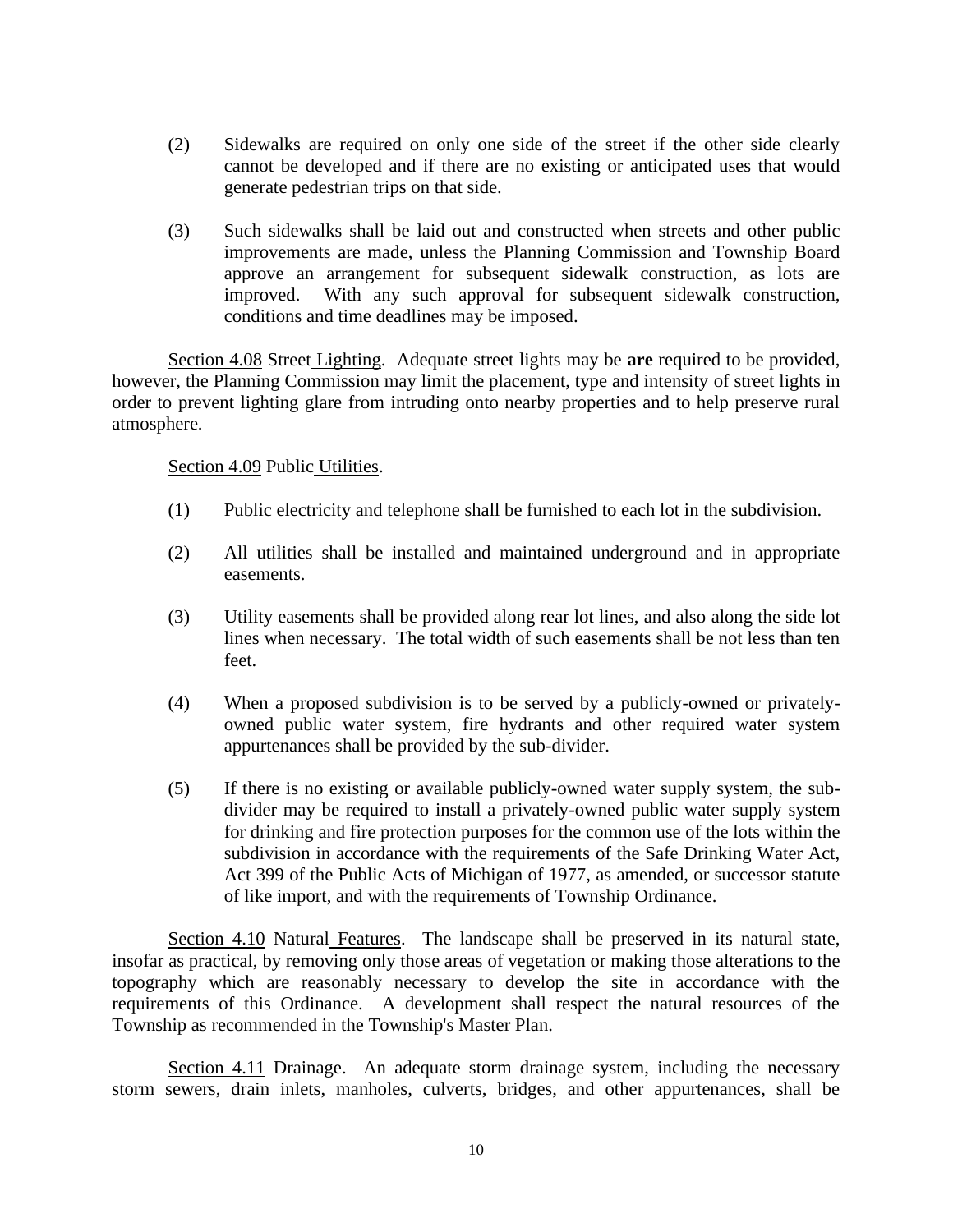(2) Sidewalks are required on only one side of the street if the other side clearly cannot be developed and if there are no existing or anticipated uses that would generate pedestrian trips on that side.

(3) Such sidewalks shall be laid out and constructed when streets and other public improvements are made, unless the Planning Commission and Township Board approve an arrangement for subsequent sidewalk construction, as lots are improved. With any such approval for subsequent sidewalk construction, conditions and time deadlines may be imposed.

<u>Section 4.08</u> Street <u>Lighting</u>. Adequate street lights ~~may be~~ **are** required to be provided, however, the Planning Commission may limit the placement, type and intensity of street lights in order to prevent lighting glare from intruding onto nearby properties and to help preserve rural atmosphere.

<u>Section 4.09</u> Public <u>Utilities</u>.

(1) Public electricity and telephone shall be furnished to each lot in the subdivision.

(2) All utilities shall be installed and maintained underground and in appropriate easements.

(3) Utility easements shall be provided along rear lot lines, and also along the side lot lines when necessary. The total width of such easements shall be not less than ten feet.

(4) When a proposed subdivision is to be served by a publicly-owned or privately-owned public water system, fire hydrants and other required water system appurtenances shall be provided by the sub-divider.

(5) If there is no existing or available publicly-owned water supply system, the sub-divider may be required to install a privately-owned public water supply system for drinking and fire protection purposes for the common use of the lots within the subdivision in accordance with the requirements of the Safe Drinking Water Act, Act 399 of the Public Acts of Michigan of 1977, as amended, or successor statute of like import, and with the requirements of Township Ordinance.

<u>Section 4.10</u> Natural <u>Features</u>. The landscape shall be preserved in its natural state, insofar as practical, by removing only those areas of vegetation or making those alterations to the topography which are reasonably necessary to develop the site in accordance with the requirements of this Ordinance. A development shall respect the natural resources of the Township as recommended in the Township's Master Plan.

<u>Section 4.11</u> Drainage. An adequate storm drainage system, including the necessary storm sewers, drain inlets, manholes, culverts, bridges, and other appurtenances, shall be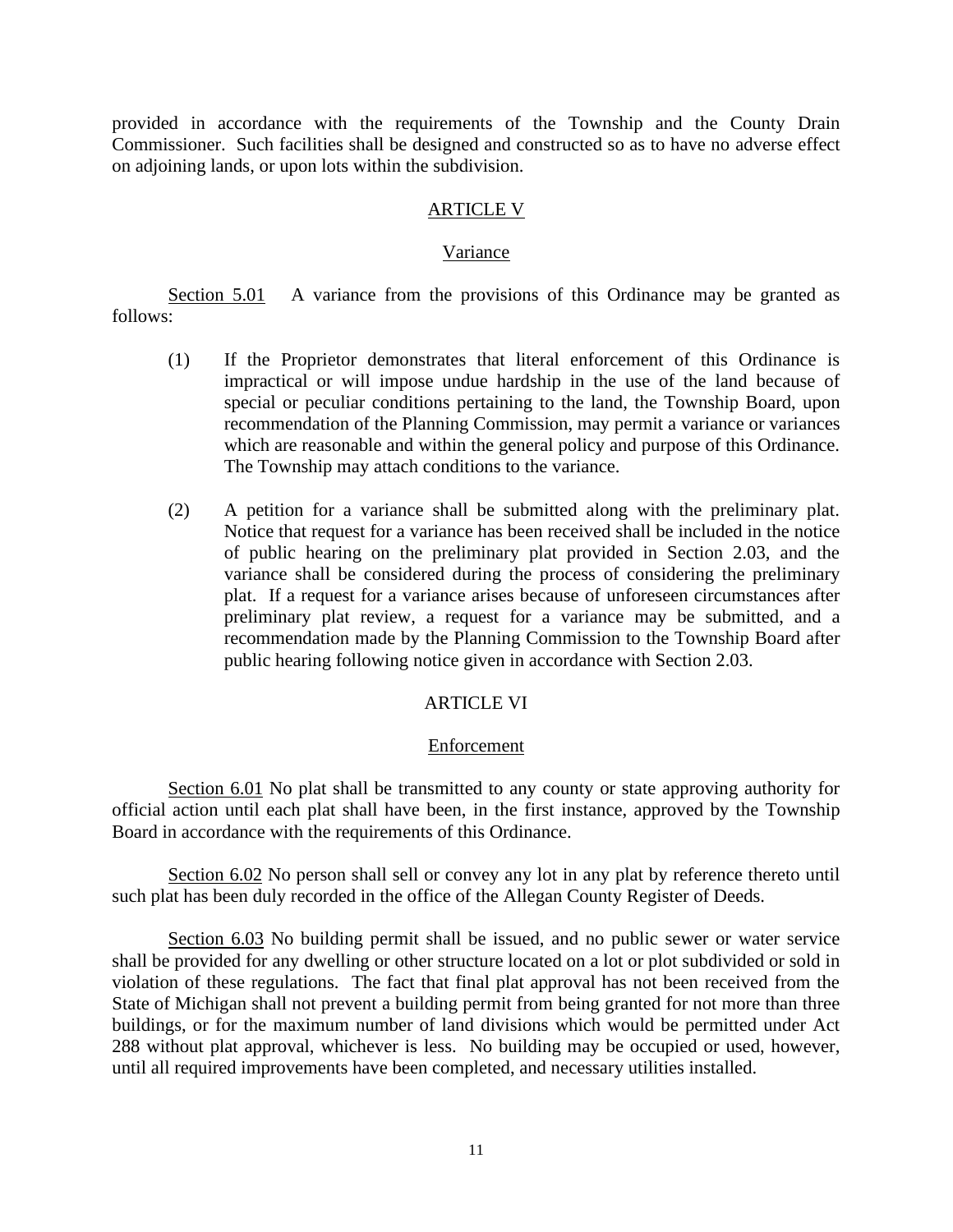provided in accordance with the requirements of the Township and the County Drain Commissioner. Such facilities shall be designed and constructed so as to have no adverse effect on adjoining lands, or upon lots within the subdivision.

## ARTICLE V

## Variance

Section 5.01 A variance from the provisions of this Ordinance may be granted as follows:

(1) If the Proprietor demonstrates that literal enforcement of this Ordinance is impractical or will impose undue hardship in the use of the land because of special or peculiar conditions pertaining to the land, the Township Board, upon recommendation of the Planning Commission, may permit a variance or variances which are reasonable and within the general policy and purpose of this Ordinance. The Township may attach conditions to the variance.

(2) A petition for a variance shall be submitted along with the preliminary plat. Notice that request for a variance has been received shall be included in the notice of public hearing on the preliminary plat provided in Section 2.03, and the variance shall be considered during the process of considering the preliminary plat. If a request for a variance arises because of unforeseen circumstances after preliminary plat review, a request for a variance may be submitted, and a recommendation made by the Planning Commission to the Township Board after public hearing following notice given in accordance with Section 2.03.

## ARTICLE VI

## Enforcement

Section 6.01 No plat shall be transmitted to any county or state approving authority for official action until each plat shall have been, in the first instance, approved by the Township Board in accordance with the requirements of this Ordinance.

Section 6.02 No person shall sell or convey any lot in any plat by reference thereto until such plat has been duly recorded in the office of the Allegan County Register of Deeds.

Section 6.03 No building permit shall be issued, and no public sewer or water service shall be provided for any dwelling or other structure located on a lot or plot subdivided or sold in violation of these regulations. The fact that final plat approval has not been received from the State of Michigan shall not prevent a building permit from being granted for not more than three buildings, or for the maximum number of land divisions which would be permitted under Act 288 without plat approval, whichever is less. No building may be occupied or used, however, until all required improvements have been completed, and necessary utilities installed.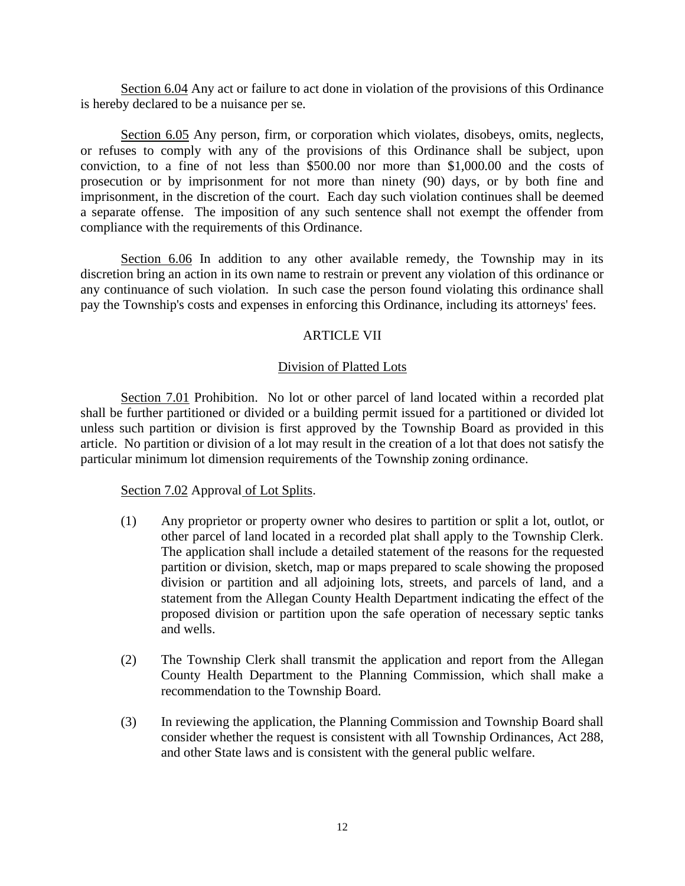<u>Section 6.04</u> Any act or failure to act done in violation of the provisions of this Ordinance is hereby declared to be a nuisance per se.

<u>Section 6.05</u> Any person, firm, or corporation which violates, disobeys, omits, neglects, or refuses to comply with any of the provisions of this Ordinance shall be subject, upon conviction, to a fine of not less than $500.00 nor more than $1,000.00 and the costs of prosecution or by imprisonment for not more than ninety (90) days, or by both fine and imprisonment, in the discretion of the court. Each day such violation continues shall be deemed a separate offense. The imposition of any such sentence shall not exempt the offender from compliance with the requirements of this Ordinance.

<u>Section 6.06</u> In addition to any other available remedy, the Township may in its discretion bring an action in its own name to restrain or prevent any violation of this ordinance or any continuance of such violation. In such case the person found violating this ordinance shall pay the Township's costs and expenses in enforcing this Ordinance, including its attorneys' fees.

## ARTICLE VII

### <u>Division of Platted Lots</u>

<u>Section 7.01</u> Prohibition. No lot or other parcel of land located within a recorded plat shall be further partitioned or divided or a building permit issued for a partitioned or divided lot unless such partition or division is first approved by the Township Board as provided in this article. No partition or division of a lot may result in the creation of a lot that does not satisfy the particular minimum lot dimension requirements of the Township zoning ordinance.

<u>Section 7.02</u> Approval <u>of Lot Splits</u>.

(1) Any proprietor or property owner who desires to partition or split a lot, outlot, or other parcel of land located in a recorded plat shall apply to the Township Clerk. The application shall include a detailed statement of the reasons for the requested partition or division, sketch, map or maps prepared to scale showing the proposed division or partition and all adjoining lots, streets, and parcels of land, and a statement from the Allegan County Health Department indicating the effect of the proposed division or partition upon the safe operation of necessary septic tanks and wells.

(2) The Township Clerk shall transmit the application and report from the Allegan County Health Department to the Planning Commission, which shall make a recommendation to the Township Board.

(3) In reviewing the application, the Planning Commission and Township Board shall consider whether the request is consistent with all Township Ordinances, Act 288, and other State laws and is consistent with the general public welfare.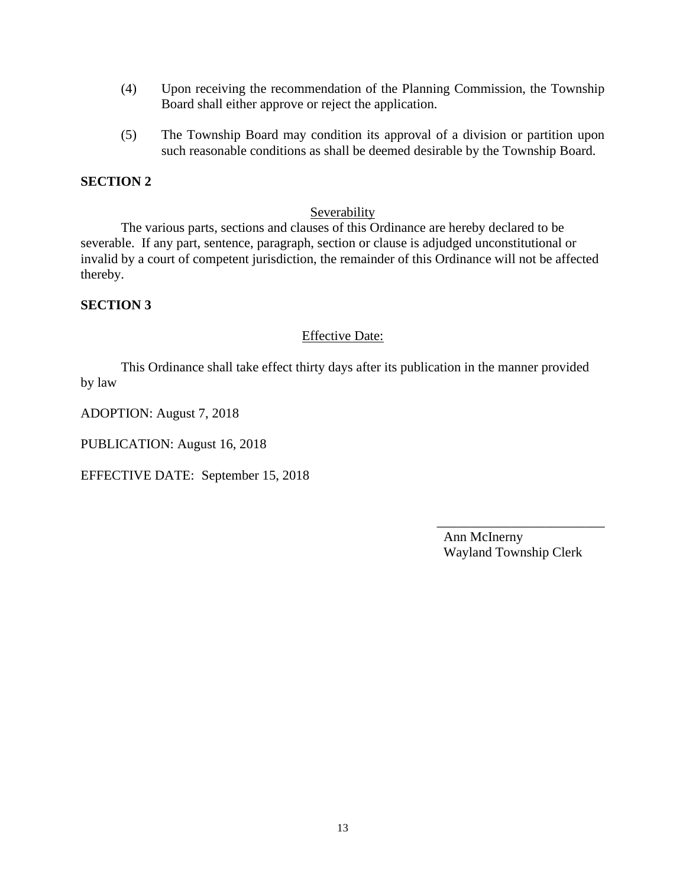(4) Upon receiving the recommendation of the Planning Commission, the Township Board shall either approve or reject the application.

(5) The Township Board may condition its approval of a division or partition upon such reasonable conditions as shall be deemed desirable by the Township Board.

**SECTION 2**

Severability

The various parts, sections and clauses of this Ordinance are hereby declared to be severable. If any part, sentence, paragraph, section or clause is adjudged unconstitutional or invalid by a court of competent jurisdiction, the remainder of this Ordinance will not be affected thereby.

**SECTION 3**

Effective Date:

This Ordinance shall take effect thirty days after its publication in the manner provided by law

ADOPTION: August 7, 2018

PUBLICATION: August 16, 2018

EFFECTIVE DATE: September 15, 2018

\_\_\_\_\_\_\_\_\_\_\_\_\_\_\_\_\_\_\_\_\_\_\_\_\_\_

Ann McInerny
Wayland Township Clerk